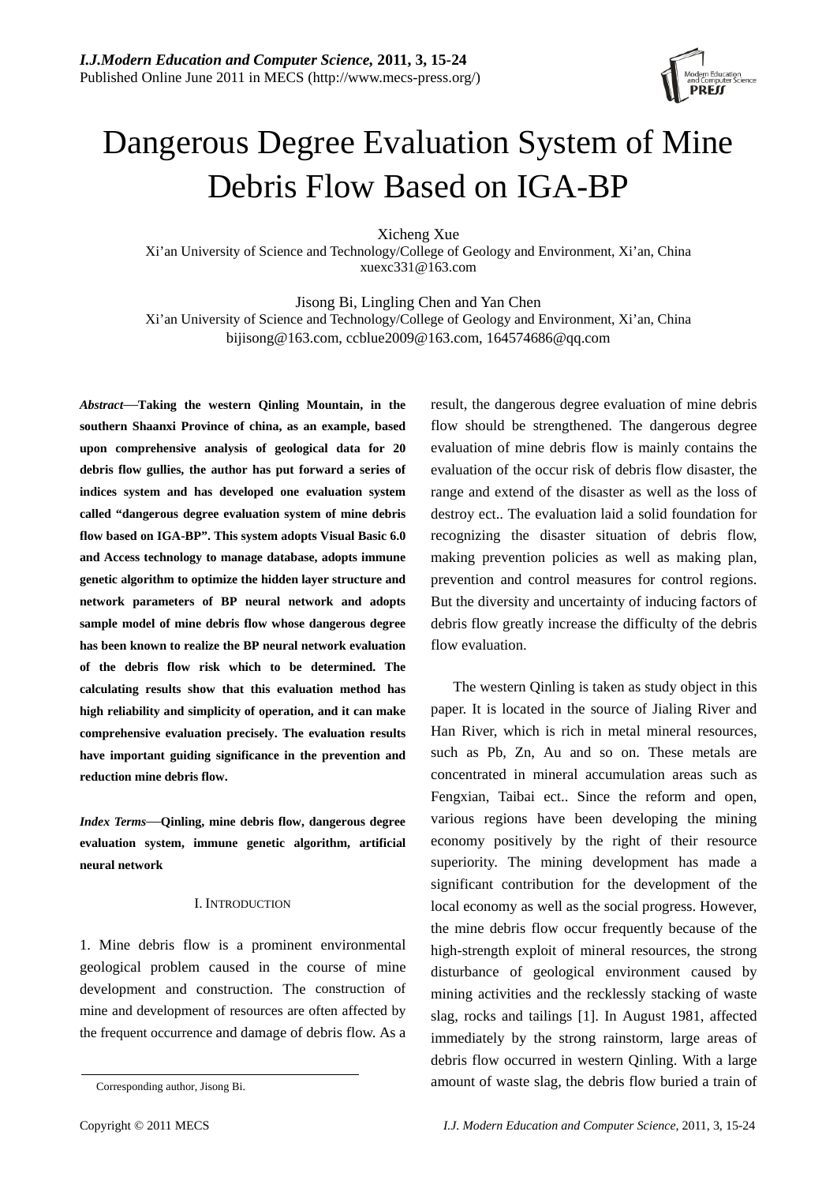# Dangerous Degree Evaluation System of Mine Debris Flow Based on IGA-BP

Xicheng Xue
Xi'an University of Science and Technology/College of Geology and Environment, Xi'an, China
xuexc331@163.com

Jisong Bi, Lingling Chen and Yan Chen
Xi'an University of Science and Technology/College of Geology and Environment, Xi'an, China
bijisong@163.com, ccblue2009@163.com, 164574686@qq.com

***Abstract*—Taking the western Qinling Mountain, in the southern Shaanxi Province of china, as an example, based upon comprehensive analysis of geological data for 20 debris flow gullies, the author has put forward a series of indices system and has developed one evaluation system called "dangerous degree evaluation system of mine debris flow based on IGA-BP". This system adopts Visual Basic 6.0 and Access technology to manage database, adopts immune genetic algorithm to optimize the hidden layer structure and network parameters of BP neural network and adopts sample model of mine debris flow whose dangerous degree has been known to realize the BP neural network evaluation of the debris flow risk which to be determined. The calculating results show that this evaluation method has high reliability and simplicity of operation, and it can make comprehensive evaluation precisely. The evaluation results have important guiding significance in the prevention and reduction mine debris flow.**

***Index Terms*—Qinling, mine debris flow, dangerous degree evaluation system, immune genetic algorithm, artificial neural network**

## I. Introduction

1. Mine debris flow is a prominent environmental geological problem caused in the course of mine development and construction. The construction of mine and development of resources are often affected by the frequent occurrence and damage of debris flow. As a result, the dangerous degree evaluation of mine debris flow should be strengthened. The dangerous degree evaluation of mine debris flow is mainly contains the evaluation of the occur risk of debris flow disaster, the range and extend of the disaster as well as the loss of destroy ect.. The evaluation laid a solid foundation for recognizing the disaster situation of debris flow, making prevention policies as well as making plan, prevention and control measures for control regions. But the diversity and uncertainty of inducing factors of debris flow greatly increase the difficulty of the debris flow evaluation.

The western Qinling is taken as study object in this paper. It is located in the source of Jialing River and Han River, which is rich in metal mineral resources, such as Pb, Zn, Au and so on. These metals are concentrated in mineral accumulation areas such as Fengxian, Taibai ect.. Since the reform and open, various regions have been developing the mining economy positively by the right of their resource superiority. The mining development has made a significant contribution for the development of the local economy as well as the social progress. However, the mine debris flow occur frequently because of the high-strength exploit of mineral resources, the strong disturbance of geological environment caused by mining activities and the recklessly stacking of waste slag, rocks and tailings [1]. In August 1981, affected immediately by the strong rainstorm, large areas of debris flow occurred in western Qinling. With a large amount of waste slag, the debris flow buried a train of

Corresponding author, Jisong Bi.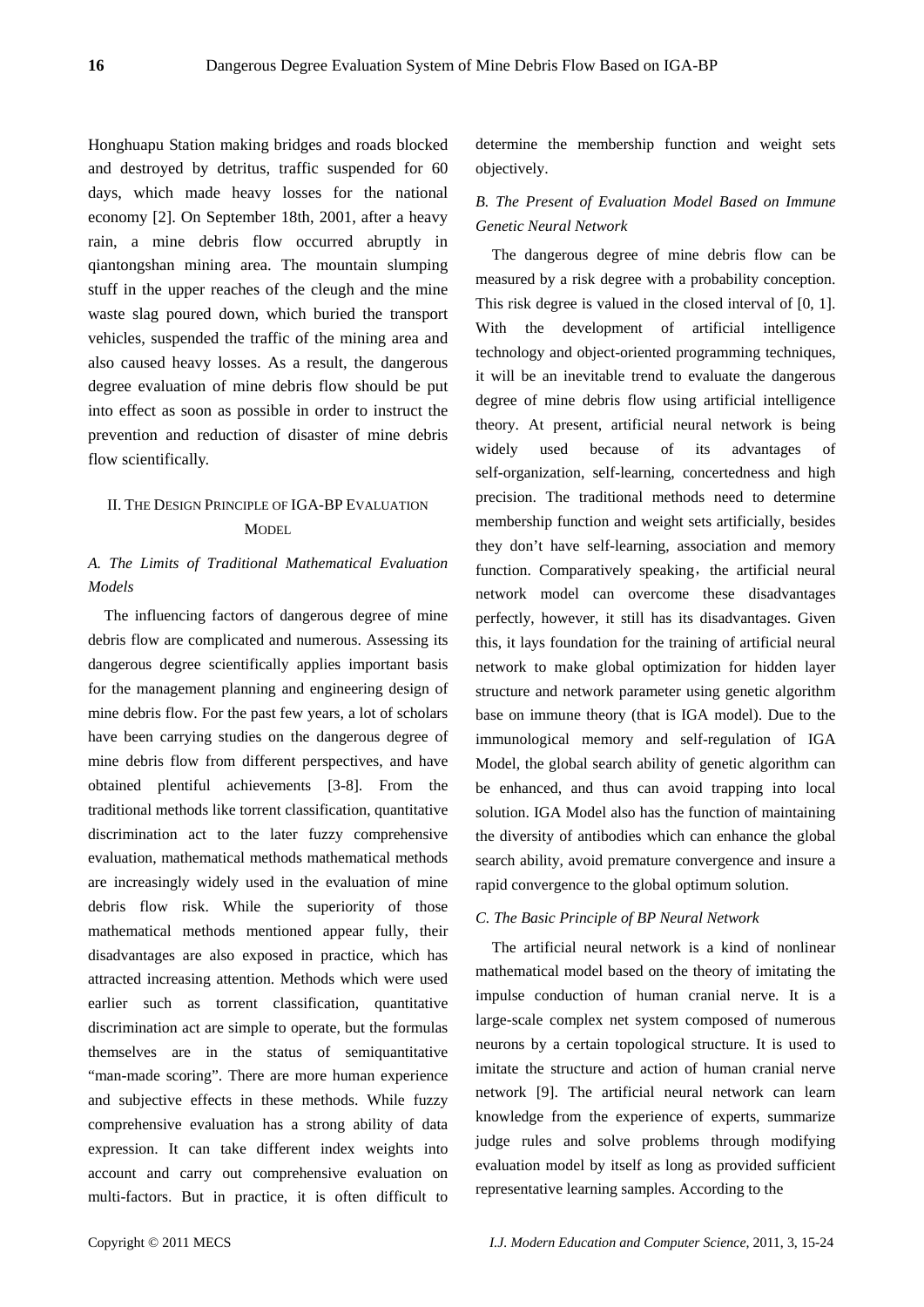Honghuapu Station making bridges and roads blocked and destroyed by detritus, traffic suspended for 60 days, which made heavy losses for the national economy [2]. On September 18th, 2001, after a heavy rain, a mine debris flow occurred abruptly in qiantongshan mining area. The mountain slumping stuff in the upper reaches of the cleugh and the mine waste slag poured down, which buried the transport vehicles, suspended the traffic of the mining area and also caused heavy losses. As a result, the dangerous degree evaluation of mine debris flow should be put into effect as soon as possible in order to instruct the prevention and reduction of disaster of mine debris flow scientifically.

## II. The Design Principle of IGA-BP Evaluation Model

### *A. The Limits of Traditional Mathematical Evaluation Models*

The influencing factors of dangerous degree of mine debris flow are complicated and numerous. Assessing its dangerous degree scientifically applies important basis for the management planning and engineering design of mine debris flow. For the past few years, a lot of scholars have been carrying studies on the dangerous degree of mine debris flow from different perspectives, and have obtained plentiful achievements [3-8]. From the traditional methods like torrent classification, quantitative discrimination act to the later fuzzy comprehensive evaluation, mathematical methods mathematical methods are increasingly widely used in the evaluation of mine debris flow risk. While the superiority of those mathematical methods mentioned appear fully, their disadvantages are also exposed in practice, which has attracted increasing attention. Methods which were used earlier such as torrent classification, quantitative discrimination act are simple to operate, but the formulas themselves are in the status of semiquantitative "man-made scoring". There are more human experience and subjective effects in these methods. While fuzzy comprehensive evaluation has a strong ability of data expression. It can take different index weights into account and carry out comprehensive evaluation on multi-factors. But in practice, it is often difficult to determine the membership function and weight sets objectively.

### *B. The Present of Evaluation Model Based on Immune Genetic Neural Network*

The dangerous degree of mine debris flow can be measured by a risk degree with a probability conception. This risk degree is valued in the closed interval of [0, 1]. With the development of artificial intelligence technology and object-oriented programming techniques, it will be an inevitable trend to evaluate the dangerous degree of mine debris flow using artificial intelligence theory. At present, artificial neural network is being widely used because of its advantages of self-organization, self-learning, concertedness and high precision. The traditional methods need to determine membership function and weight sets artificially, besides they don't have self-learning, association and memory function. Comparatively speaking，the artificial neural network model can overcome these disadvantages perfectly, however, it still has its disadvantages. Given this, it lays foundation for the training of artificial neural network to make global optimization for hidden layer structure and network parameter using genetic algorithm base on immune theory (that is IGA model). Due to the immunological memory and self-regulation of IGA Model, the global search ability of genetic algorithm can be enhanced, and thus can avoid trapping into local solution. IGA Model also has the function of maintaining the diversity of antibodies which can enhance the global search ability, avoid premature convergence and insure a rapid convergence to the global optimum solution.

### *C. The Basic Principle of BP Neural Network*

The artificial neural network is a kind of nonlinear mathematical model based on the theory of imitating the impulse conduction of human cranial nerve. It is a large-scale complex net system composed of numerous neurons by a certain topological structure. It is used to imitate the structure and action of human cranial nerve network [9]. The artificial neural network can learn knowledge from the experience of experts, summarize judge rules and solve problems through modifying evaluation model by itself as long as provided sufficient representative learning samples. According to the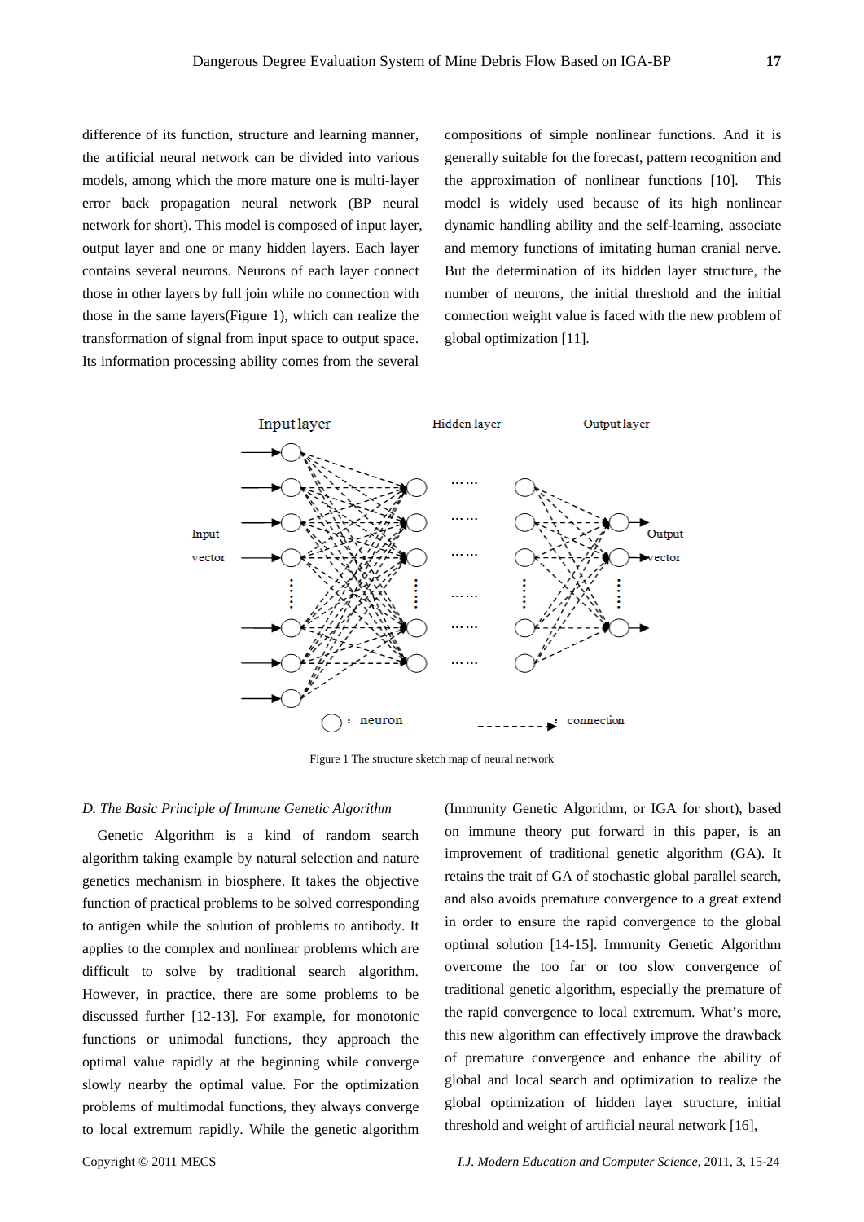difference of its function, structure and learning manner, the artificial neural network can be divided into various models, among which the more mature one is multi-layer error back propagation neural network (BP neural network for short). This model is composed of input layer, output layer and one or many hidden layers. Each layer contains several neurons. Neurons of each layer connect those in other layers by full join while no connection with those in the same layers(Figure 1), which can realize the transformation of signal from input space to output space. Its information processing ability comes from the several compositions of simple nonlinear functions. And it is generally suitable for the forecast, pattern recognition and the approximation of nonlinear functions [10]. This model is widely used because of its high nonlinear dynamic handling ability and the self-learning, associate and memory functions of imitating human cranial nerve. But the determination of its hidden layer structure, the number of neurons, the initial threshold and the initial connection weight value is faced with the new problem of global optimization [11].

Figure 1 The structure sketch map of neural network

*D. The Basic Principle of Immune Genetic Algorithm*

Genetic Algorithm is a kind of random search algorithm taking example by natural selection and nature genetics mechanism in biosphere. It takes the objective function of practical problems to be solved corresponding to antigen while the solution of problems to antibody. It applies to the complex and nonlinear problems which are difficult to solve by traditional search algorithm. However, in practice, there are some problems to be discussed further [12-13]. For example, for monotonic functions or unimodal functions, they approach the optimal value rapidly at the beginning while converge slowly nearby the optimal value. For the optimization problems of multimodal functions, they always converge to local extremum rapidly. While the genetic algorithm (Immunity Genetic Algorithm, or IGA for short), based on immune theory put forward in this paper, is an improvement of traditional genetic algorithm (GA). It retains the trait of GA of stochastic global parallel search, and also avoids premature convergence to a great extend in order to ensure the rapid convergence to the global optimal solution [14-15]. Immunity Genetic Algorithm overcome the too far or too slow convergence of traditional genetic algorithm, especially the premature of the rapid convergence to local extremum. What's more, this new algorithm can effectively improve the drawback of premature convergence and enhance the ability of global and local search and optimization to realize the global optimization of hidden layer structure, initial threshold and weight of artificial neural network [16],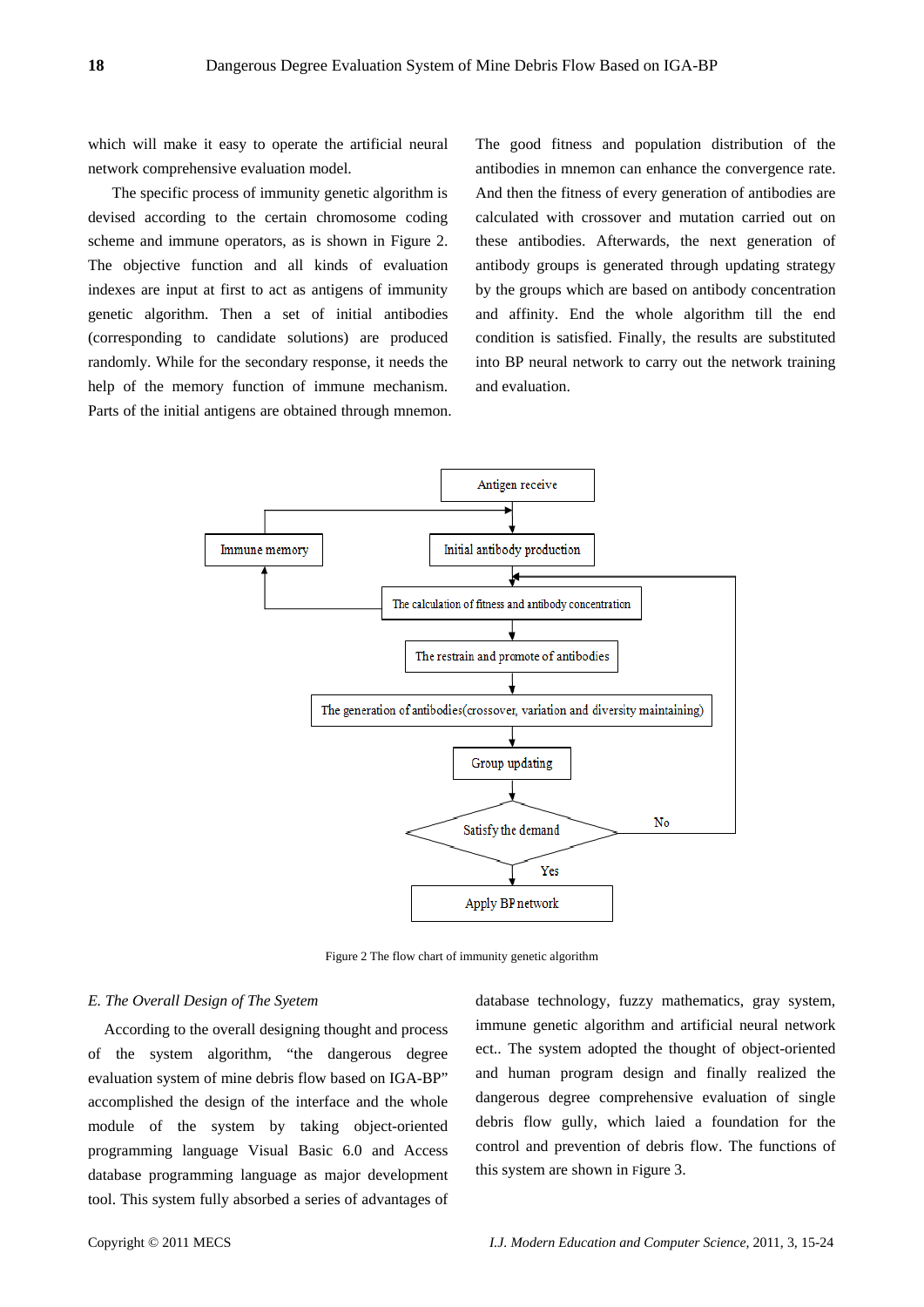which will make it easy to operate the artificial neural network comprehensive evaluation model.

The specific process of immunity genetic algorithm is devised according to the certain chromosome coding scheme and immune operators, as is shown in Figure 2. The objective function and all kinds of evaluation indexes are input at first to act as antigens of immunity genetic algorithm. Then a set of initial antibodies (corresponding to candidate solutions) are produced randomly. While for the secondary response, it needs the help of the memory function of immune mechanism. Parts of the initial antigens are obtained through mnemon. The good fitness and population distribution of the antibodies in mnemon can enhance the convergence rate. And then the fitness of every generation of antibodies are calculated with crossover and mutation carried out on these antibodies. Afterwards, the next generation of antibody groups is generated through updating strategy by the groups which are based on antibody concentration and affinity. End the whole algorithm till the end condition is satisfied. Finally, the results are substituted into BP neural network to carry out the network training and evaluation.

Antigen receive

Immune memory

Initial antibody production

The calculation of fitness and antibody concentration

The restrain and promote of antibodies

The generation of antibodies(crossover, variation and diversity maintaining)

Group updating

Satisfy the demand

No

Yes

Apply BP network

Figure 2 The flow chart of immunity genetic algorithm

*E. The Overall Design of The Syetem*

According to the overall designing thought and process of the system algorithm, "the dangerous degree evaluation system of mine debris flow based on IGA-BP" accomplished the design of the interface and the whole module of the system by taking object-oriented programming language Visual Basic 6.0 and Access database programming language as major development tool. This system fully absorbed a series of advantages of database technology, fuzzy mathematics, gray system, immune genetic algorithm and artificial neural network ect.. The system adopted the thought of object-oriented and human program design and finally realized the dangerous degree comprehensive evaluation of single debris flow gully, which laied a foundation for the control and prevention of debris flow. The functions of this system are shown in Figure 3.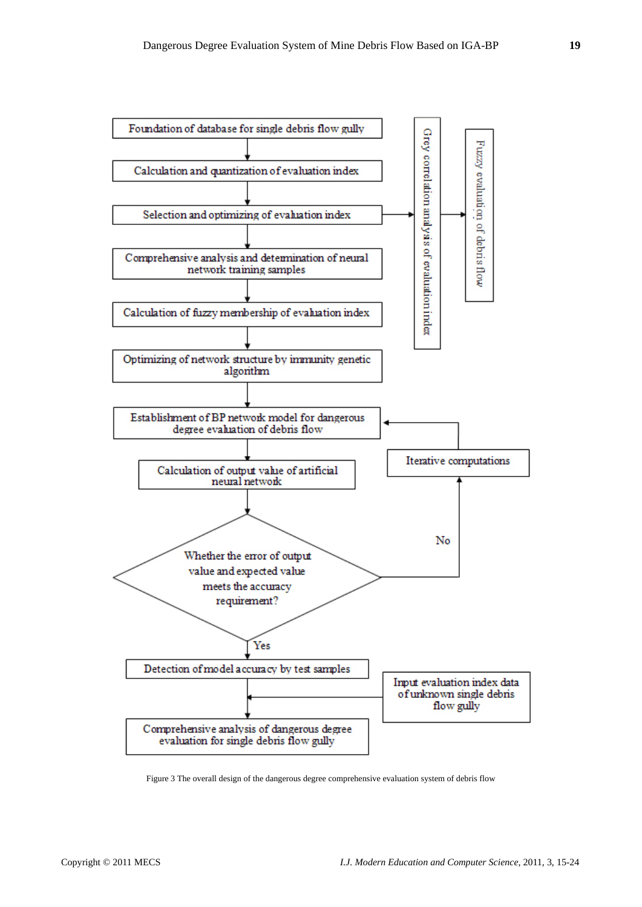Foundation of database for single debris flow gully

Calculation and quantization of evaluation index

Selection and optimizing of evaluation index

Grey correlation analysis of evaluation index

Fuzzy evaluation of debris flow

Comprehensive analysis and determination of neural network training samples

Calculation of fuzzy membership of evaluation index

Optimizing of network structure by immunity genetic algorithm

Establishment of BP network model for dangerous degree evaluation of debris flow

Calculation of output value of artificial neural network

Whether the error of output value and expected value meets the accuracy requirement?

No

Iterative computations

Yes

Detection of model accuracy by test samples

Input evaluation index data of unknown single debris flow gully

Comprehensive analysis of dangerous degree evaluation for single debris flow gully

Figure 3 The overall design of the dangerous degree comprehensive evaluation system of debris flow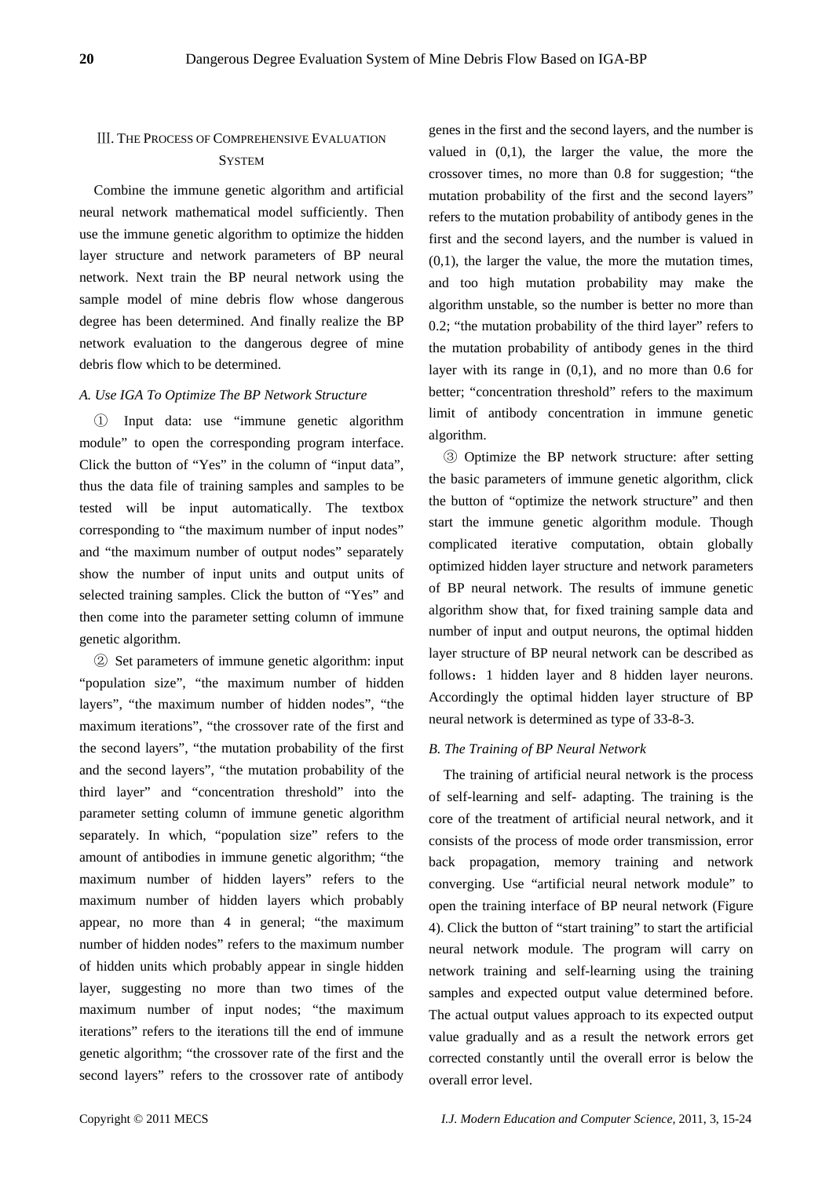## III. The Process of Comprehensive Evaluation System

Combine the immune genetic algorithm and artificial neural network mathematical model sufficiently. Then use the immune genetic algorithm to optimize the hidden layer structure and network parameters of BP neural network. Next train the BP neural network using the sample model of mine debris flow whose dangerous degree has been determined. And finally realize the BP network evaluation to the dangerous degree of mine debris flow which to be determined.

### *A. Use IGA To Optimize The BP Network Structure*

① Input data: use "immune genetic algorithm module" to open the corresponding program interface. Click the button of "Yes" in the column of "input data", thus the data file of training samples and samples to be tested will be input automatically. The textbox corresponding to "the maximum number of input nodes" and "the maximum number of output nodes" separately show the number of input units and output units of selected training samples. Click the button of "Yes" and then come into the parameter setting column of immune genetic algorithm.

② Set parameters of immune genetic algorithm: input "population size", "the maximum number of hidden layers", "the maximum number of hidden nodes", "the maximum iterations", "the crossover rate of the first and the second layers", "the mutation probability of the first and the second layers", "the mutation probability of the third layer" and "concentration threshold" into the parameter setting column of immune genetic algorithm separately. In which, "population size" refers to the amount of antibodies in immune genetic algorithm; "the maximum number of hidden layers" refers to the maximum number of hidden layers which probably appear, no more than 4 in general; "the maximum number of hidden nodes" refers to the maximum number of hidden units which probably appear in single hidden layer, suggesting no more than two times of the maximum number of input nodes; "the maximum iterations" refers to the iterations till the end of immune genetic algorithm; "the crossover rate of the first and the second layers" refers to the crossover rate of antibody genes in the first and the second layers, and the number is valued in (0,1), the larger the value, the more the crossover times, no more than 0.8 for suggestion; "the mutation probability of the first and the second layers" refers to the mutation probability of antibody genes in the first and the second layers, and the number is valued in (0,1), the larger the value, the more the mutation times, and too high mutation probability may make the algorithm unstable, so the number is better no more than 0.2; "the mutation probability of the third layer" refers to the mutation probability of antibody genes in the third layer with its range in (0,1), and no more than 0.6 for better; "concentration threshold" refers to the maximum limit of antibody concentration in immune genetic algorithm.

③ Optimize the BP network structure: after setting the basic parameters of immune genetic algorithm, click the button of "optimize the network structure" and then start the immune genetic algorithm module. Though complicated iterative computation, obtain globally optimized hidden layer structure and network parameters of BP neural network. The results of immune genetic algorithm show that, for fixed training sample data and number of input and output neurons, the optimal hidden layer structure of BP neural network can be described as follows：1 hidden layer and 8 hidden layer neurons. Accordingly the optimal hidden layer structure of BP neural network is determined as type of 33-8-3.

### *B. The Training of BP Neural Network*

The training of artificial neural network is the process of self-learning and self- adapting. The training is the core of the treatment of artificial neural network, and it consists of the process of mode order transmission, error back propagation, memory training and network converging. Use "artificial neural network module" to open the training interface of BP neural network (Figure 4). Click the button of "start training" to start the artificial neural network module. The program will carry on network training and self-learning using the training samples and expected output value determined before. The actual output values approach to its expected output value gradually and as a result the network errors get corrected constantly until the overall error is below the overall error level.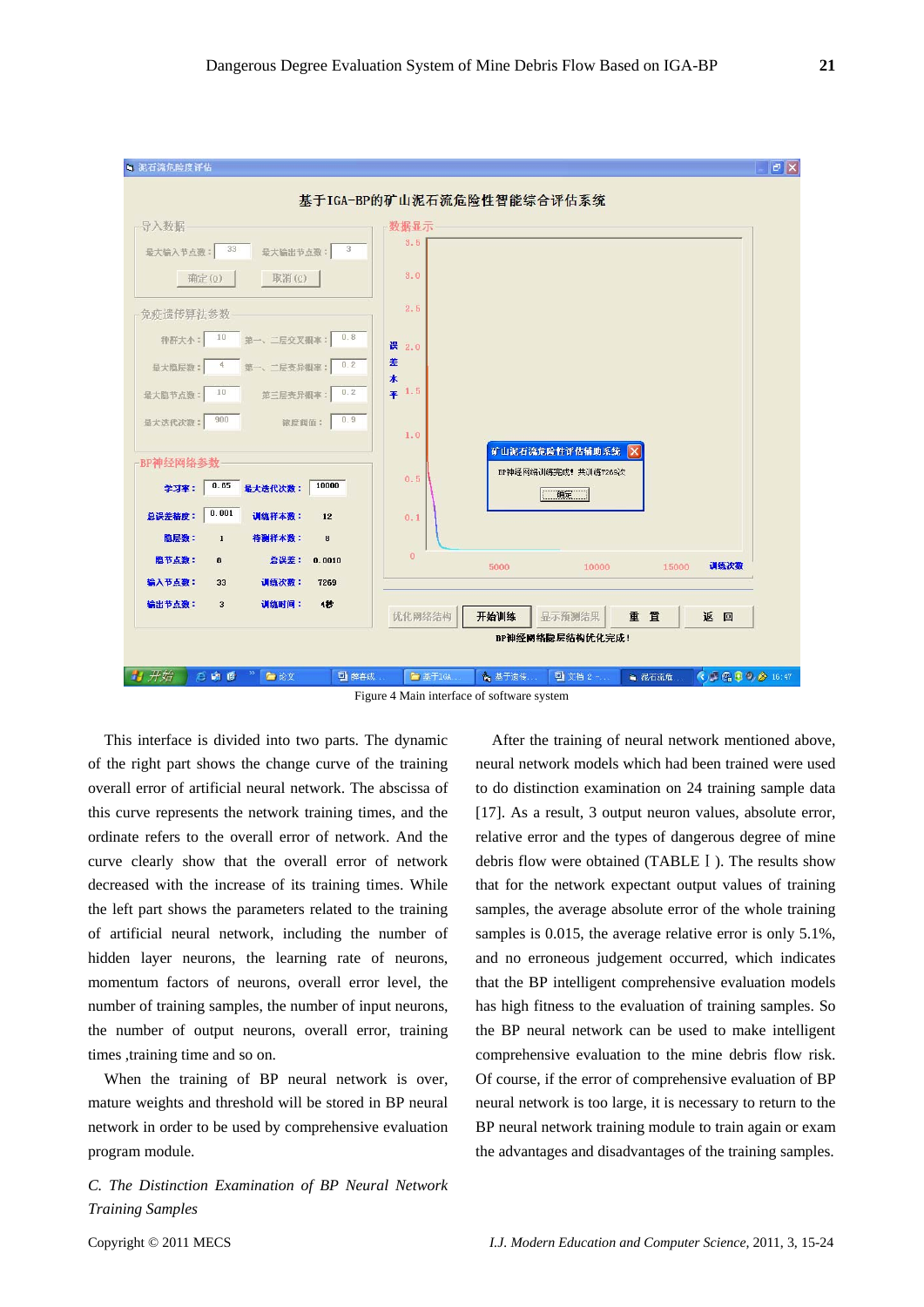Figure 4 Main interface of software system

This interface is divided into two parts. The dynamic of the right part shows the change curve of the training overall error of artificial neural network. The abscissa of this curve represents the network training times, and the ordinate refers to the overall error of network. And the curve clearly show that the overall error of network decreased with the increase of its training times. While the left part shows the parameters related to the training of artificial neural network, including the number of hidden layer neurons, the learning rate of neurons, momentum factors of neurons, overall error level, the number of training samples, the number of input neurons, the number of output neurons, overall error, training times ,training time and so on.

When the training of BP neural network is over, mature weights and threshold will be stored in BP neural network in order to be used by comprehensive evaluation program module.

*C. The Distinction Examination of BP Neural Network Training Samples*

After the training of neural network mentioned above, neural network models which had been trained were used to do distinction examination on 24 training sample data [17]. As a result, 3 output neuron values, absolute error, relative error and the types of dangerous degree of mine debris flow were obtained (TABLE Ⅰ). The results show that for the network expectant output values of training samples, the average absolute error of the whole training samples is 0.015, the average relative error is only 5.1%, and no erroneous judgement occurred, which indicates that the BP intelligent comprehensive evaluation models has high fitness to the evaluation of training samples. So the BP neural network can be used to make intelligent comprehensive evaluation to the mine debris flow risk. Of course, if the error of comprehensive evaluation of BP neural network is too large, it is necessary to return to the BP neural network training module to train again or exam the advantages and disadvantages of the training samples.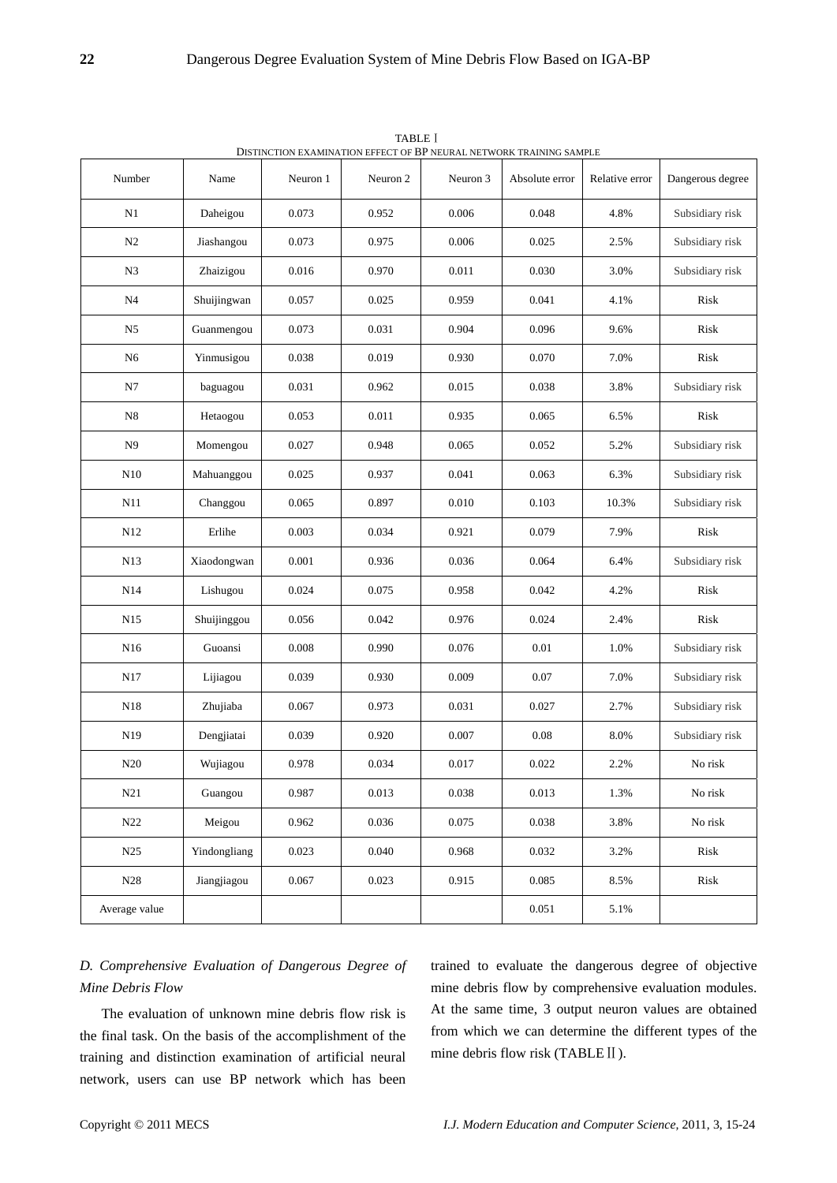TABLE Ⅰ
DISTINCTION EXAMINATION EFFECT OF BP NEURAL NETWORK TRAINING SAMPLE

| Number | Name | Neuron 1 | Neuron 2 | Neuron 3 | Absolute error | Relative error | Dangerous degree |
|---|---|---|---|---|---|---|---|
| N1 | Daheigou | 0.073 | 0.952 | 0.006 | 0.048 | 4.8% | Subsidiary risk |
| N2 | Jiashangou | 0.073 | 0.975 | 0.006 | 0.025 | 2.5% | Subsidiary risk |
| N3 | Zhaizigou | 0.016 | 0.970 | 0.011 | 0.030 | 3.0% | Subsidiary risk |
| N4 | Shuijingwan | 0.057 | 0.025 | 0.959 | 0.041 | 4.1% | Risk |
| N5 | Guanmengou | 0.073 | 0.031 | 0.904 | 0.096 | 9.6% | Risk |
| N6 | Yinmusigou | 0.038 | 0.019 | 0.930 | 0.070 | 7.0% | Risk |
| N7 | baguagou | 0.031 | 0.962 | 0.015 | 0.038 | 3.8% | Subsidiary risk |
| N8 | Hetaogou | 0.053 | 0.011 | 0.935 | 0.065 | 6.5% | Risk |
| N9 | Momengou | 0.027 | 0.948 | 0.065 | 0.052 | 5.2% | Subsidiary risk |
| N10 | Mahuanggou | 0.025 | 0.937 | 0.041 | 0.063 | 6.3% | Subsidiary risk |
| N11 | Changgou | 0.065 | 0.897 | 0.010 | 0.103 | 10.3% | Subsidiary risk |
| N12 | Erlihe | 0.003 | 0.034 | 0.921 | 0.079 | 7.9% | Risk |
| N13 | Xiaodongwan | 0.001 | 0.936 | 0.036 | 0.064 | 6.4% | Subsidiary risk |
| N14 | Lishugou | 0.024 | 0.075 | 0.958 | 0.042 | 4.2% | Risk |
| N15 | Shuijinggou | 0.056 | 0.042 | 0.976 | 0.024 | 2.4% | Risk |
| N16 | Guoansi | 0.008 | 0.990 | 0.076 | 0.01 | 1.0% | Subsidiary risk |
| N17 | Lijiagou | 0.039 | 0.930 | 0.009 | 0.07 | 7.0% | Subsidiary risk |
| N18 | Zhujiaba | 0.067 | 0.973 | 0.031 | 0.027 | 2.7% | Subsidiary risk |
| N19 | Dengjiatai | 0.039 | 0.920 | 0.007 | 0.08 | 8.0% | Subsidiary risk |
| N20 | Wujiagou | 0.978 | 0.034 | 0.017 | 0.022 | 2.2% | No risk |
| N21 | Guangou | 0.987 | 0.013 | 0.038 | 0.013 | 1.3% | No risk |
| N22 | Meigou | 0.962 | 0.036 | 0.075 | 0.038 | 3.8% | No risk |
| N25 | Yindongliang | 0.023 | 0.040 | 0.968 | 0.032 | 3.2% | Risk |
| N28 | Jiangjiagou | 0.067 | 0.023 | 0.915 | 0.085 | 8.5% | Risk |
| Average value | | | | | 0.051 | 5.1% | |

### *D. Comprehensive Evaluation of Dangerous Degree of Mine Debris Flow*

The evaluation of unknown mine debris flow risk is the final task. On the basis of the accomplishment of the training and distinction examination of artificial neural network, users can use BP network which has been trained to evaluate the dangerous degree of objective mine debris flow by comprehensive evaluation modules. At the same time, 3 output neuron values are obtained from which we can determine the different types of the mine debris flow risk (TABLEⅡ).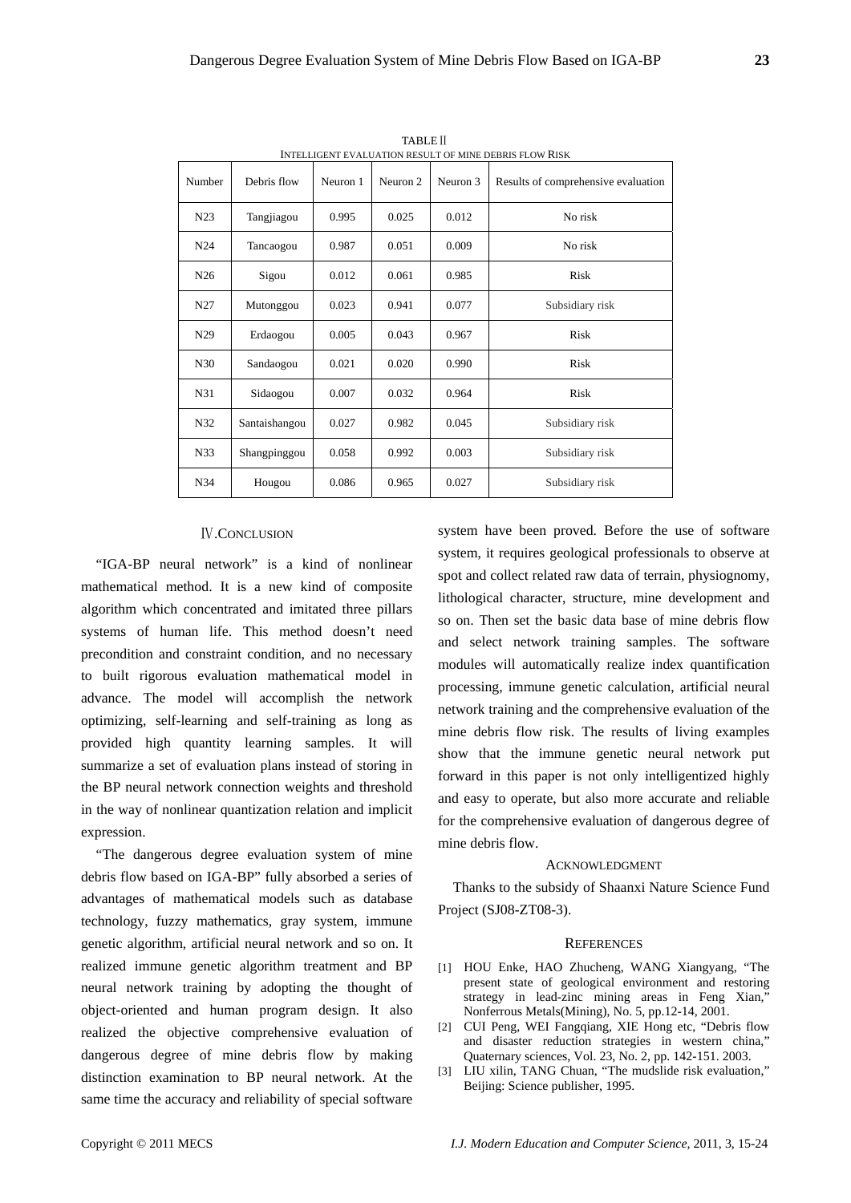TABLE Ⅱ
INTELLIGENT EVALUATION RESULT OF MINE DEBRIS FLOW RISK

| Number | Debris flow | Neuron 1 | Neuron 2 | Neuron 3 | Results of comprehensive evaluation |
|---|---|---|---|---|---|
| N23 | Tangjiagou | 0.995 | 0.025 | 0.012 | No risk |
| N24 | Tancaogou | 0.987 | 0.051 | 0.009 | No risk |
| N26 | Sigou | 0.012 | 0.061 | 0.985 | Risk |
| N27 | Mutonggou | 0.023 | 0.941 | 0.077 | Subsidiary risk |
| N29 | Erdaogou | 0.005 | 0.043 | 0.967 | Risk |
| N30 | Sandaogou | 0.021 | 0.020 | 0.990 | Risk |
| N31 | Sidaogou | 0.007 | 0.032 | 0.964 | Risk |
| N32 | Santaishangou | 0.027 | 0.982 | 0.045 | Subsidiary risk |
| N33 | Shangpinggou | 0.058 | 0.992 | 0.003 | Subsidiary risk |
| N34 | Hougou | 0.086 | 0.965 | 0.027 | Subsidiary risk |

## Ⅳ.CONCLUSION

"IGA-BP neural network" is a kind of nonlinear mathematical method. It is a new kind of composite algorithm which concentrated and imitated three pillars systems of human life. This method doesn't need precondition and constraint condition, and no necessary to built rigorous evaluation mathematical model in advance. The model will accomplish the network optimizing, self-learning and self-training as long as provided high quantity learning samples. It will summarize a set of evaluation plans instead of storing in the BP neural network connection weights and threshold in the way of nonlinear quantization relation and implicit expression.

"The dangerous degree evaluation system of mine debris flow based on IGA-BP" fully absorbed a series of advantages of mathematical models such as database technology, fuzzy mathematics, gray system, immune genetic algorithm, artificial neural network and so on. It realized immune genetic algorithm treatment and BP neural network training by adopting the thought of object-oriented and human program design. It also realized the objective comprehensive evaluation of dangerous degree of mine debris flow by making distinction examination to BP neural network. At the same time the accuracy and reliability of special software system have been proved. Before the use of software system, it requires geological professionals to observe at spot and collect related raw data of terrain, physiognomy, lithological character, structure, mine development and so on. Then set the basic data base of mine debris flow and select network training samples. The software modules will automatically realize index quantification processing, immune genetic calculation, artificial neural network training and the comprehensive evaluation of the mine debris flow risk. The results of living examples show that the immune genetic neural network put forward in this paper is not only intelligentized highly and easy to operate, but also more accurate and reliable for the comprehensive evaluation of dangerous degree of mine debris flow.

## ACKNOWLEDGMENT

Thanks to the subsidy of Shaanxi Nature Science Fund Project (SJ08-ZT08-3).

## REFERENCES

[1] HOU Enke, HAO Zhucheng, WANG Xiangyang, "The present state of geological environment and restoring strategy in lead-zinc mining areas in Feng Xian," Nonferrous Metals(Mining), No. 5, pp.12-14, 2001.

[2] CUI Peng, WEI Fangqiang, XIE Hong etc, "Debris flow and disaster reduction strategies in western china," Quaternary sciences, Vol. 23, No. 2, pp. 142-151. 2003.

[3] LIU xilin, TANG Chuan, "The mudslide risk evaluation," Beijing: Science publisher, 1995.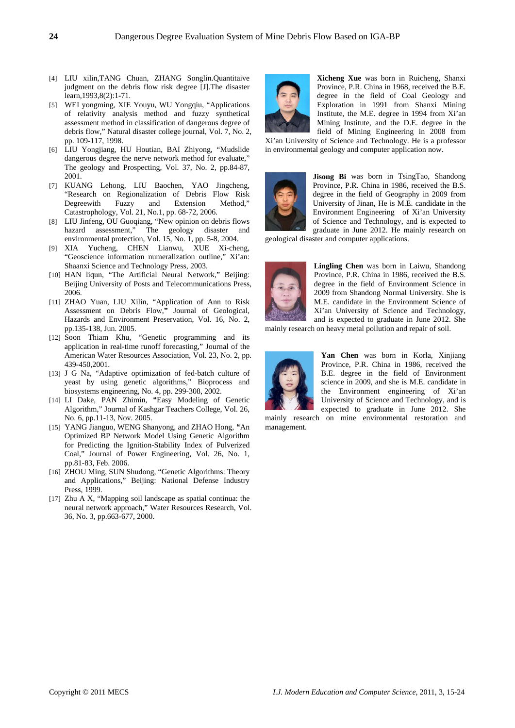[4] LIU xilin,TANG Chuan, ZHANG Songlin.Quantitaive judgment on the debris flow risk degree [J].The disaster learn,1993,8(2):1-71.

[5] WEI yongming, XIE Youyu, WU Yongqiu, "Applications of relativity analysis method and fuzzy synthetical assessment method in classification of dangerous degree of debris flow," Natural disaster college journal, Vol. 7, No. 2, pp. 109-117, 1998.

[6] LIU Yongjiang, HU Houtian, BAI Zhiyong, "Mudslide dangerous degree the nerve network method for evaluate," The geology and Prospecting, Vol. 37, No. 2, pp.84-87, 2001.

[7] KUANG Lehong, LIU Baochen, YAO Jingcheng, "Research on Regionalization of Debris Flow Risk Degreewith Fuzzy and Extension Method," Catastrophology, Vol. 21, No.1, pp. 68-72, 2006.

[8] LIU Jinfeng, OU Guoqiang, "New opinion on debris flows hazard assessment," The geology disaster and environmental protection, Vol. 15, No. 1, pp. 5-8, 2004.

[9] XIA Yucheng, CHEN Lianwu, XUE Xi-cheng, "Geoscience information numeralization outline," Xi'an: Shaanxi Science and Technology Press, 2003.

[10] HAN liqun, "The Artificial Neural Network," Beijing: Beijing University of Posts and Telecommunications Press, 2006.

[11] ZHAO Yuan, LIU Xilin, "Application of Ann to Risk Assessment on Debris Flow," Journal of Geological, Hazards and Environment Preservation, Vol. 16, No. 2, pp.135-138, Jun. 2005.

[12] Soon Thiam Khu, "Genetic programming and its application in real-time runoff forecasting," Journal of the American Water Resources Association, Vol. 23, No. 2, pp. 439-450,2001.

[13] J G Na, "Adaptive optimization of fed-batch culture of yeast by using genetic algorithms," Bioprocess and biosystems engineering, No. 4, pp. 299-308, 2002.

[14] LI Dake, PAN Zhimin, "Easy Modeling of Genetic Algorithm," Journal of Kashgar Teachers College, Vol. 26, No. 6, pp.11-13, Nov. 2005.

[15] YANG Jianguo, WENG Shanyong, and ZHAO Hong, "An Optimized BP Network Model Using Genetic Algorithm for Predicting the Ignition-Stability Index of Pulverized Coal," Journal of Power Engineering, Vol. 26, No. 1, pp.81-83, Feb. 2006.

[16] ZHOU Ming, SUN Shudong, "Genetic Algorithms: Theory and Applications," Beijing: National Defense Industry Press, 1999.

[17] Zhu A X, "Mapping soil landscape as spatial continua: the neural network approach," Water Resources Research, Vol. 36, No. 3, pp.663-677, 2000.

**Xicheng Xue** was born in Ruicheng, Shanxi Province, P.R. China in 1968, received the B.E. degree in the field of Coal Geology and Exploration in 1991 from Shanxi Mining Institute, the M.E. degree in 1994 from Xi'an Mining Institute, and the D.E. degree in the field of Mining Engineering in 2008 from Xi'an University of Science and Technology. He is a professor in environmental geology and computer application now.

**Jisong Bi** was born in TsingTao, Shandong Province, P.R. China in 1986, received the B.S. degree in the field of Geography in 2009 from University of Jinan, He is M.E. candidate in the Environment Engineering of Xi'an University of Science and Technology, and is expected to graduate in June 2012. He mainly research on geological disaster and computer applications.

**Lingling Chen** was born in Laiwu, Shandong Province, P.R. China in 1986, received the B.S. degree in the field of Environment Science in 2009 from Shandong Normal University. She is M.E. candidate in the Environment Science of Xi'an University of Science and Technology, and is expected to graduate in June 2012. She mainly research on heavy metal pollution and repair of soil.

**Yan Chen** was born in Korla, Xinjiang Province, P.R. China in 1986, received the B.E. degree in the field of Environment science in 2009, and she is M.E. candidate in the Environment engineering of Xi'an University of Science and Technology, and is expected to graduate in June 2012. She mainly research on mine environmental restoration and management.